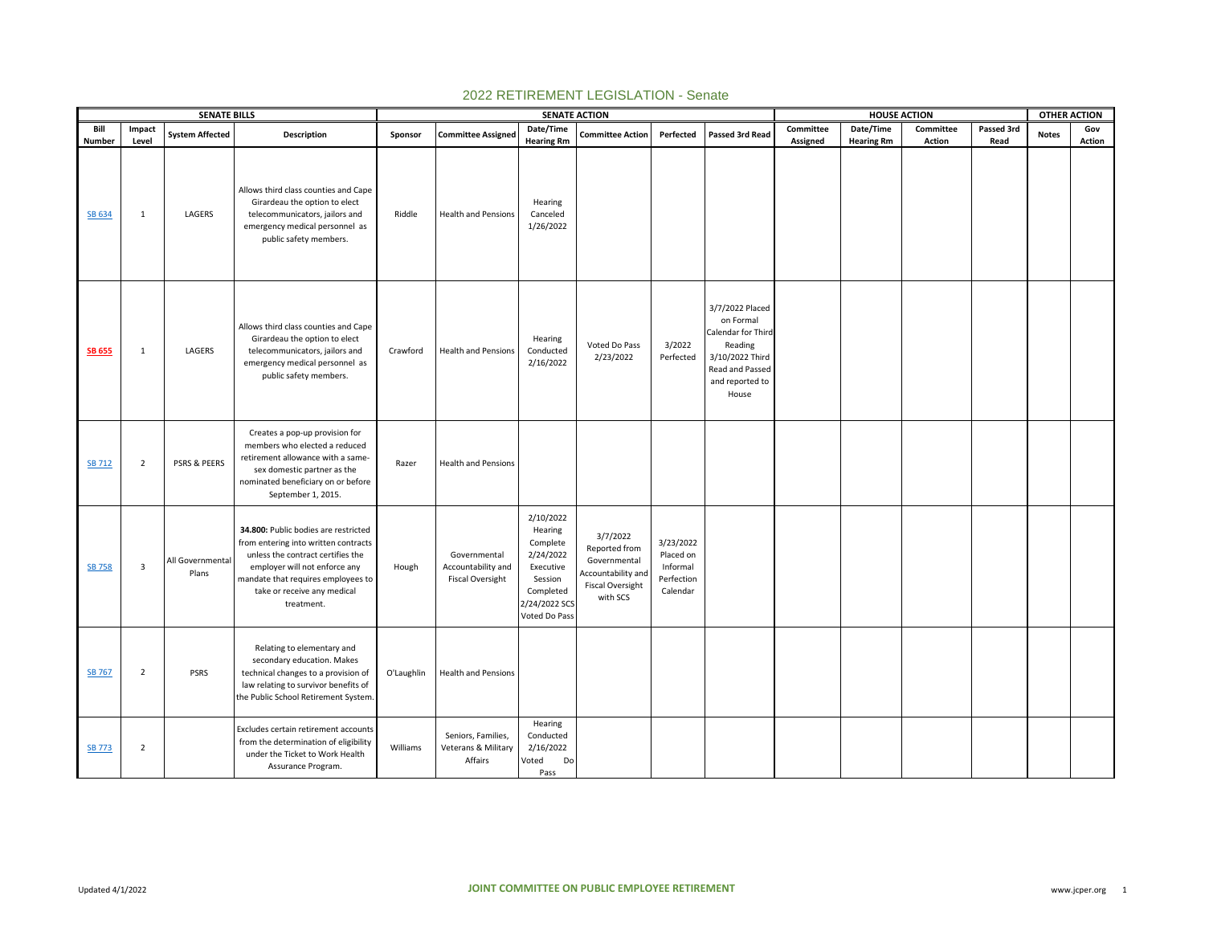# 2022 RETIREMENT LEGISLATION - Senate

| SENATE BILLS | | | | SENATE ACTION | | | | | | HOUSE ACTION | | | | OTHER ACTION | |
|---|---|---|---|---|---|---|---|---|---|---|---|---|---|---|---|
| Bill Number | Impact Level | System Affected | Description | Sponsor | Committee Assigned | Date/Time Hearing Rm | Committee Action | Perfected | Passed 3rd Read | Committee Assigned | Date/Time Hearing Rm | Committee Action | Passed 3rd Read | Notes | Gov Action |
| SB 634 | 1 | LAGERS | Allows third class counties and Cape Girardeau the option to elect telecommunicators, jailors and emergency medical personnel as public safety members. | Riddle | Health and Pensions | Hearing Canceled 1/26/2022 | | | | | | | | | |
| **SB 655** | 1 | LAGERS | Allows third class counties and Cape Girardeau the option to elect telecommunicators, jailors and emergency medical personnel as public safety members. | Crawford | Health and Pensions | Hearing Conducted 2/16/2022 | Voted Do Pass 2/23/2022 | 3/2022 Perfected | 3/7/2022 Placed on Formal Calendar for Third Reading 3/10/2022 Third Read and Passed and reported to House | | | | | | |
| SB 712 | 2 | PSRS & PEERS | Creates a pop-up provision for members who elected a reduced retirement allowance with a same-sex domestic partner as the nominated beneficiary on or before September 1, 2015. | Razer | Health and Pensions | | | | | | | | | | |
| SB 758 | 3 | All Governmental Plans | **34.800:** Public bodies are restricted from entering into written contracts unless the contract certifies the employer will not enforce any mandate that requires employees to take or receive any medical treatment. | Hough | Governmental Accountability and Fiscal Oversight | 2/10/2022 Hearing Complete 2/24/2022 Executive Session Completed 2/24/2022 SCS Voted Do Pass | 3/7/2022 Reported from Governmental Accountability and Fiscal Oversight with SCS | 3/23/2022 Placed on Informal Perfection Calendar | | | | | | | |
| SB 767 | 2 | PSRS | Relating to elementary and secondary education. Makes technical changes to a provision of law relating to survivor benefits of the Public School Retirement System. | O'Laughlin | Health and Pensions | | | | | | | | | | |
| SB 773 | 2 | | Excludes certain retirement accounts from the determination of eligibility under the Ticket to Work Health Assurance Program. | Williams | Seniors, Families, Veterans & Military Affairs | Hearing Conducted 2/16/2022 Voted Do Pass | | | | | | | | | |

Updated 4/1/2022

JOINT COMMITTEE ON PUBLIC EMPLOYEE RETIREMENT

www.jcper.org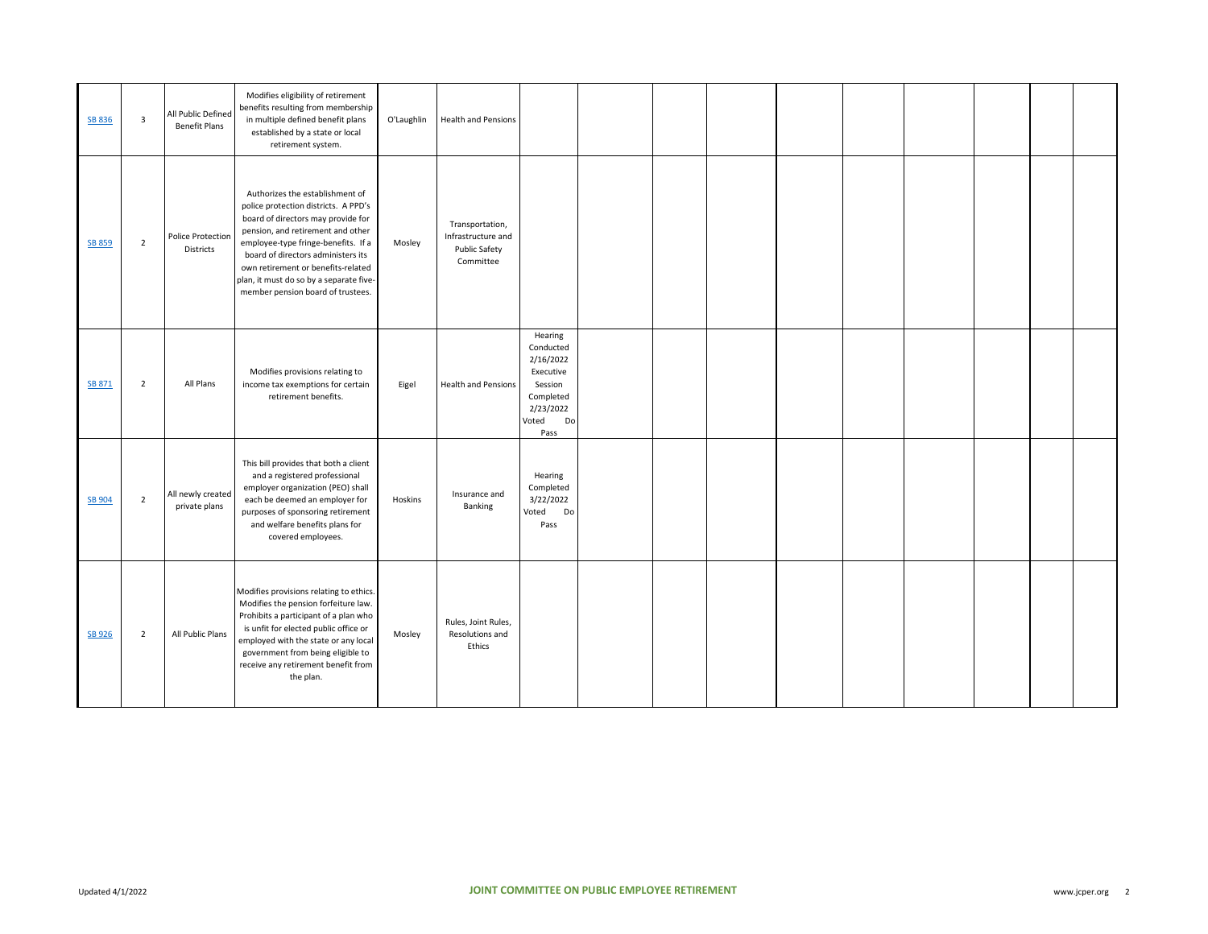| | | | | | | | | | | | | | | | | |
|---|---|---|---|---|---|---|---|---|---|---|---|---|---|---|---|---|
| SB 836 | 3 | All Public Defined Benefit Plans | Modifies eligibility of retirement benefits resulting from membership in multiple defined benefit plans established by a state or local retirement system. | O'Laughlin | Health and Pensions | | | | | | | | | | | |
| SB 859 | 2 | Police Protection Districts | Authorizes the establishment of police protection districts. A PPD's board of directors may provide for pension, and retirement and other employee-type fringe-benefits. If a board of directors administers its own retirement or benefits-related plan, it must do so by a separate five-member pension board of trustees. | Mosley | Transportation, Infrastructure and Public Safety Committee | | | | | | | | | | | |
| SB 871 | 2 | All Plans | Modifies provisions relating to income tax exemptions for certain retirement benefits. | Eigel | Health and Pensions | Hearing Conducted 2/16/2022 Executive Session Completed 2/23/2022 Voted Do Pass | | | | | | | | | | |
| SB 904 | 2 | All newly created private plans | This bill provides that both a client and a registered professional employer organization (PEO) shall each be deemed an employer for purposes of sponsoring retirement and welfare benefits plans for covered employees. | Hoskins | Insurance and Banking | Hearing Completed 3/22/2022 Voted Do Pass | | | | | | | | | | |
| SB 926 | 2 | All Public Plans | Modifies provisions relating to ethics. Modifies the pension forfeiture law. Prohibits a participant of a plan who is unfit for elected public office or employed with the state or any local government from being eligible to receive any retirement benefit from the plan. | Mosley | Rules, Joint Rules, Resolutions and Ethics | | | | | | | | | | | |

Updated 4/1/2022 JOINT COMMITTEE ON PUBLIC EMPLOYEE RETIREMENT www.jcper.org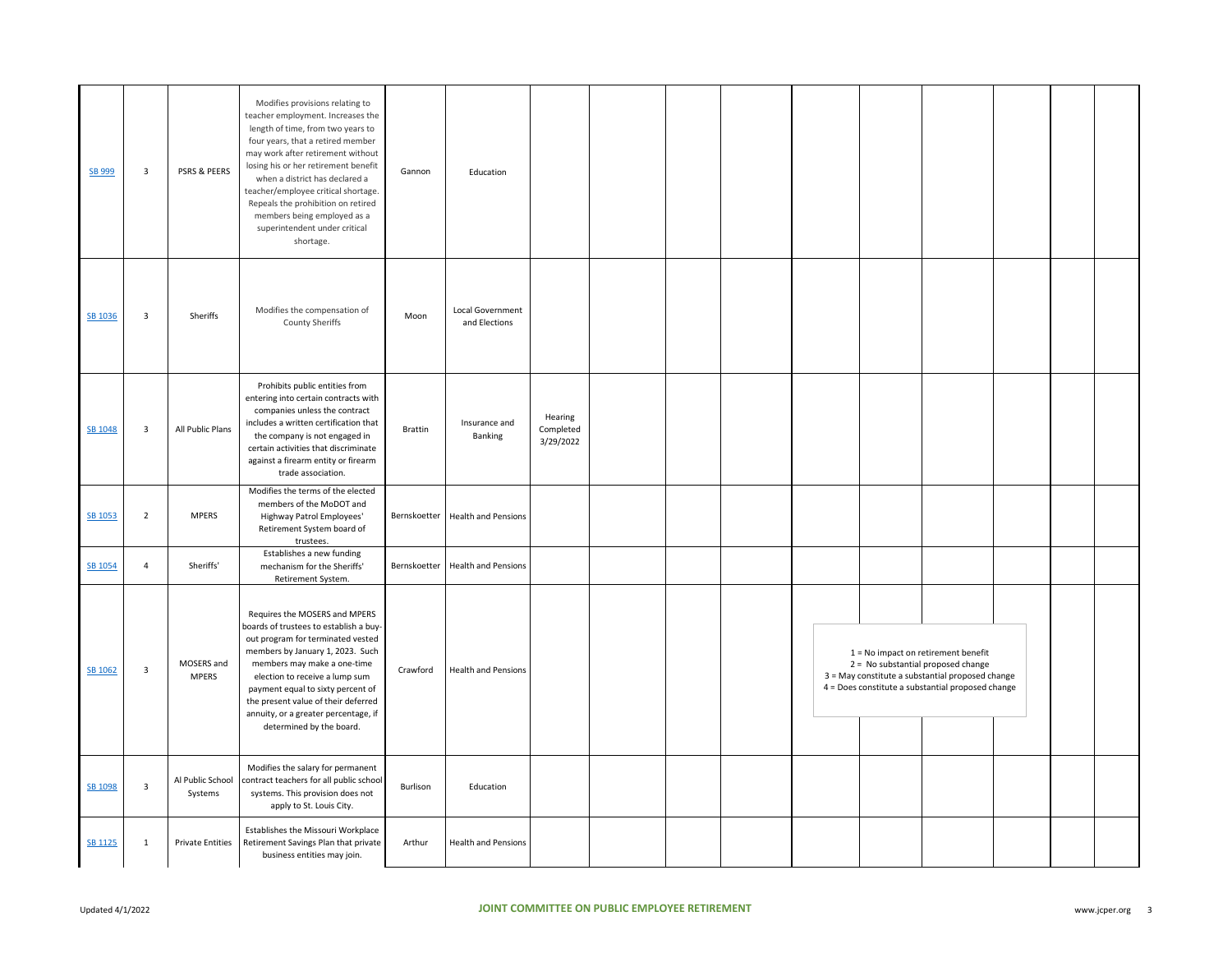| | | | | | | | | | | | | | | | | |
|---|---|---|---|---|---|---|---|---|---|---|---|---|---|---|---|---|
| SB 999 | 3 | PSRS & PEERS | Modifies provisions relating to teacher employment. Increases the length of time, from two years to four years, that a retired member may work after retirement without losing his or her retirement benefit when a district has declared a teacher/employee critical shortage. Repeals the prohibition on retired members being employed as a superintendent under critical shortage. | Gannon | Education | | | | | | | | | | | |
| SB 1036 | 3 | Sheriffs | Modifies the compensation of County Sheriffs | Moon | Local Government and Elections | | | | | | | | | | | |
| SB 1048 | 3 | All Public Plans | Prohibits public entities from entering into certain contracts with companies unless the contract includes a written certification that the company is not engaged in certain activities that discriminate against a firearm entity or firearm trade association. | Brattin | Insurance and Banking | Hearing Completed 3/29/2022 | | | | | | | | | | |
| SB 1053 | 2 | MPERS | Modifies the terms of the elected members of the MoDOT and Highway Patrol Employees' Retirement System board of trustees. | Bernskoetter | Health and Pensions | | | | | | | | | | | |
| SB 1054 | 4 | Sheriffs' | Establishes a new funding mechanism for the Sheriffs' Retirement System. | Bernskoetter | Health and Pensions | | | | | | | | | | | |
| SB 1062 | 3 | MOSERS and MPERS | Requires the MOSERS and MPERS boards of trustees to establish a buy-out program for terminated vested members by January 1, 2023. Such members may make a one-time election to receive a lump sum payment equal to sixty percent of the present value of their deferred annuity, or a greater percentage, if determined by the board. | Crawford | Health and Pensions | | | | | | | | | | | |
| SB 1098 | 3 | Al Public School Systems | Modifies the salary for permanent contract teachers for all public school systems. This provision does not apply to St. Louis City. | Burlison | Education | | | | | | | | | | | |
| SB 1125 | 1 | Private Entities | Establishes the Missouri Workplace Retirement Savings Plan that private business entities may join. | Arthur | Health and Pensions | | | | | | | | | | | |

1 = No impact on retirement benefit
2 = No substantial proposed change
3 = May constitute a substantial proposed change
4 = Does constitute a substantial proposed change

Updated 4/1/2022

JOINT COMMITTEE ON PUBLIC EMPLOYEE RETIREMENT

www.jcper.org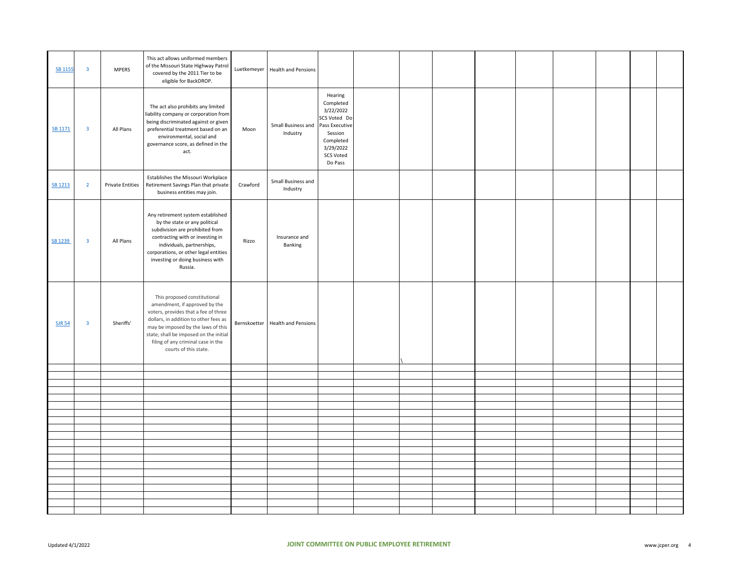| | | | | | | | | | | | | | | | | |
|---|---|---|---|---|---|---|---|---|---|---|---|---|---|---|---|---|
| SB 1155 | 3 | MPERS | This act allows uniformed members of the Missouri State Highway Patrol covered by the 2011 Tier to be eligible for BackDROP. | Luetkemeyer | Health and Pensions | | | | | | | | | | | |
| SB 1171 | 3 | All Plans | The act also prohibits any limited liability company or corporation from being discriminated against or given preferential treatment based on an environmental, social and governance score, as defined in the act. | Moon | Small Business and Industry | Hearing Completed 3/22/2022 SCS Voted Do Pass Executive Session Completed 3/29/2022 SCS Voted Do Pass | | | | | | | | | | |
| SB 1213 | 2 | Private Entities | Establishes the Missouri Workplace Retirement Savings Plan that private business entities may join. | Crawford | Small Business and Industry | | | | | | | | | | | |
| SB 1239 | 3 | All Plans | Any retirement system established by the state or any political subdivision are prohibited from contracting with or investing in individuals, partnerships, corporations, or other legal entities investing or doing business with Russia. | Rizzo | Insurance and Banking | | | | | | | | | | | |
| SJR 54 | 3 | Sheriffs' | This proposed constitutional amendment, if approved by the voters, provides that a fee of three dollars, in addition to other fees as may be imposed by the laws of this state, shall be imposed on the initial filing of any criminal case in the courts of this state. | Bernskoetter | Health and Pensions | | | \ | | | | | | | | |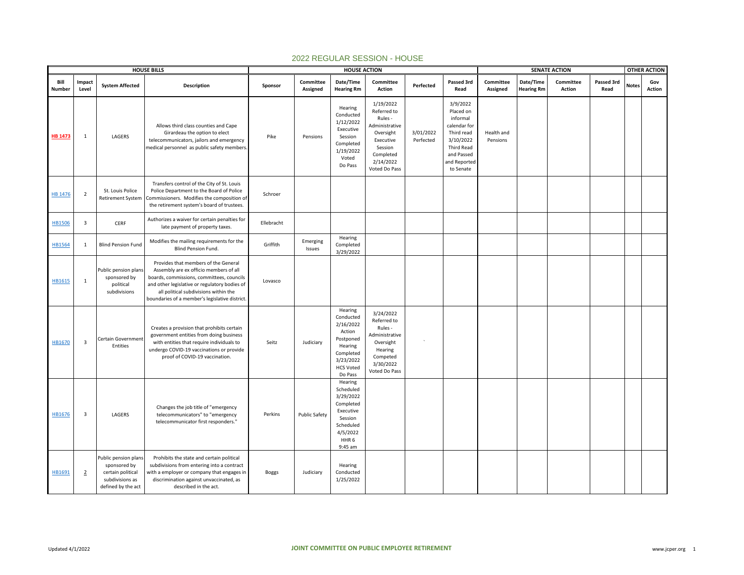# 2022 REGULAR SESSION - HOUSE

| HOUSE BILLS | | | | HOUSE ACTION | | | | | | SENATE ACTION | | | | OTHER ACTION | |
|---|---|---|---|---|---|---|---|---|---|---|---|---|---|---|---|
| Bill Number | Impact Level | System Affected | Description | Sponsor | Committee Assigned | Date/Time Hearing Rm | Committee Action | Perfected | Passed 3rd Read | Committee Assigned | Date/Time Hearing Rm | Committee Action | Passed 3rd Read | Notes | Gov Action |
| HB 1473 | 1 | LAGERS | Allows third class counties and Cape Girardeau the option to elect telecommunicators, jailors and emergency medical personnel as public safety members. | Pike | Pensions | Hearing Conducted 1/12/2022 Executive Session Completed 1/19/2022 Voted Do Pass | 1/19/2022 Referred to Rules - Administrative Oversight Executive Session Completed 2/14/2022 Voted Do Pass | 3/01/2022 Perfected | 3/9/2022 Placed on informal calendar for Third read 3/10/2022 Third Read and Passed and Reported to Senate | Health and Pensions | | | | | |
| HB 1476 | 2 | St. Louis Police Retirement System | Transfers control of the City of St. Louis Police Department to the Board of Police Commissioners. Modifies the composition of the retirement system's board of trustees. | Schroer | | | | | | | | | | | |
| HB1506 | 3 | CERF | Authorizes a waiver for certain penalties for late payment of property taxes. | Ellebracht | | | | | | | | | | | |
| HB1564 | 1 | Blind Pension Fund | Modifies the mailing requirements for the Blind Pension Fund. | Griffith | Emerging Issues | Hearing Completed 3/29/2022 | | | | | | | | | |
| HB1615 | 1 | Public pension plans sponsored by political subdivisions | Provides that members of the General Assembly are ex officio members of all boards, commissions, committees, councils and other legislative or regulatory bodies of all political subdivisions within the boundaries of a member's legislative district. | Lovasco | | | | | | | | | | | |
| HB1670 | 3 | Certain Government Entities | Creates a provision that prohibits certain government entities from doing business with entities that require individuals to undergo COVID-19 vaccinations or provide proof of COVID-19 vaccination. | Seitz | Judiciary | Hearing Conducted 2/16/2022 Action Postponed Hearing Completed 3/23/2022 HCS Voted Do Pass | 3/24/2022 Referred to Rules - Administrative Oversight Hearing Competed 3/30/2022 Voted Do Pass | ` | | | | | | | |
| HB1676 | 3 | LAGERS | Changes the job title of "emergency telecommunicators" to "emergency telecommunicator first responders." | Perkins | Public Safety | Hearing Scheduled 3/29/2022 Completed Executive Session Scheduled 4/5/2022 HHR 6 9:45 am | | | | | | | | | |
| HB1691 | 2 | Public pension plans sponsored by certain political subdivisions as defined by the act | Prohibits the state and certain political subdivisions from entering into a contract with a employer or company that engages in discrimination against unvaccinated, as described in the act. | Boggs | Judiciary | Hearing Conducted 1/25/2022 | | | | | | | | | |

Updated 4/1/2022 JOINT COMMITTEE ON PUBLIC EMPLOYEE RETIREMENT www.jcper.org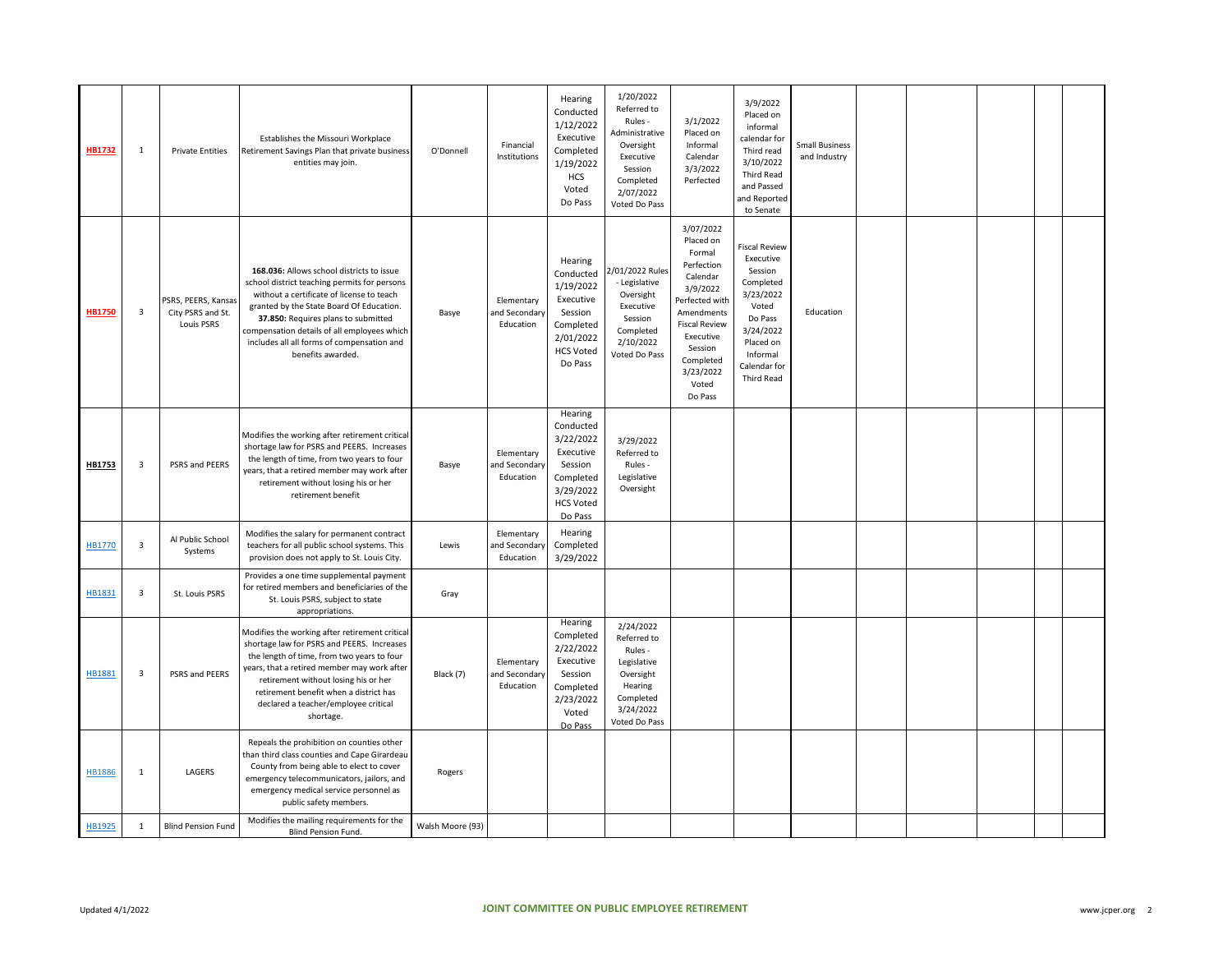| | | | | | | | | | | | | | | |
|---|---|---|---|---|---|---|---|---|---|---|---|---|---|---|
| HB1732 | 1 | Private Entities | Establishes the Missouri Workplace Retirement Savings Plan that private business entities may join. | O'Donnell | Financial Institutions | Hearing Conducted 1/12/2022 Executive Completed 1/19/2022 HCS Voted Do Pass | 1/20/2022 Referred to Rules - Administrative Oversight Executive Session Completed 2/07/2022 Voted Do Pass | 3/1/2022 Placed on Informal Calendar 3/3/2022 Perfected | 3/9/2022 Placed on informal calendar for Third read 3/10/2022 Third Read and Passed and Reported to Senate | Small Business and Industry | | | | |
| HB1750 | 3 | PSRS, PEERS, Kansas City PSRS and St. Louis PSRS | **168.036:** Allows school districts to issue school district teaching permits for persons without a certificate of license to teach granted by the State Board Of Education. **37.850:** Requires plans to submitted compensation details of all employees which includes all all forms of compensation and benefits awarded. | Basye | Elementary and Secondary Education | Hearing Conducted 1/19/2022 Executive Session Completed 2/01/2022 HCS Voted Do Pass | 2/01/2022 Rules - Legislative Oversight Executive Session Completed 2/10/2022 Voted Do Pass | 3/07/2022 Placed on Formal Perfection Calendar 3/9/2022 Perfected with Amendments Fiscal Review Executive Session Completed 3/23/2022 Voted Do Pass | Fiscal Review Executive Session Completed 3/23/2022 Voted Do Pass 3/24/2022 Placed on Informal Calendar for Third Read | Education | | | | |
| HB1753 | 3 | PSRS and PEERS | Modifies the working after retirement critical shortage law for PSRS and PEERS. Increases the length of time, from two years to four years, that a retired member may work after retirement without losing his or her retirement benefit | Basye | Elementary and Secondary Education | Hearing Conducted 3/22/2022 Executive Session Completed 3/29/2022 HCS Voted Do Pass | 3/29/2022 Referred to Rules - Legislative Oversight | | | | | | | |
| HB1770 | 3 | Al Public School Systems | Modifies the salary for permanent contract teachers for all public school systems. This provision does not apply to St. Louis City. | Lewis | Elementary and Secondary Education | Hearing Completed 3/29/2022 | | | | | | | | |
| HB1831 | 3 | St. Louis PSRS | Provides a one time supplemental payment for retired members and beneficiaries of the St. Louis PSRS, subject to state appropriations. | Gray | | | | | | | | | | |
| HB1881 | 3 | PSRS and PEERS | Modifies the working after retirement critical shortage law for PSRS and PEERS. Increases the length of time, from two years to four years, that a retired member may work after retirement without losing his or her retirement benefit when a district has declared a teacher/employee critical shortage. | Black (7) | Elementary and Secondary Education | Hearing Completed 2/22/2022 Executive Session Completed 2/23/2022 Voted Do Pass | 2/24/2022 Referred to Rules - Legislative Oversight Hearing Completed 3/24/2022 Voted Do Pass | | | | | | | |
| HB1886 | 1 | LAGERS | Repeals the prohibition on counties other than third class counties and Cape Girardeau County from being able to elect to cover emergency telecommunicators, jailors, and emergency medical service personnel as public safety members. | Rogers | | | | | | | | | | |
| HB1925 | 1 | Blind Pension Fund | Modifies the mailing requirements for the Blind Pension Fund. | Walsh Moore (93) | | | | | | | | | | |

Updated 4/1/2022 — **JOINT COMMITTEE ON PUBLIC EMPLOYEE RETIREMENT** — www.jcper.org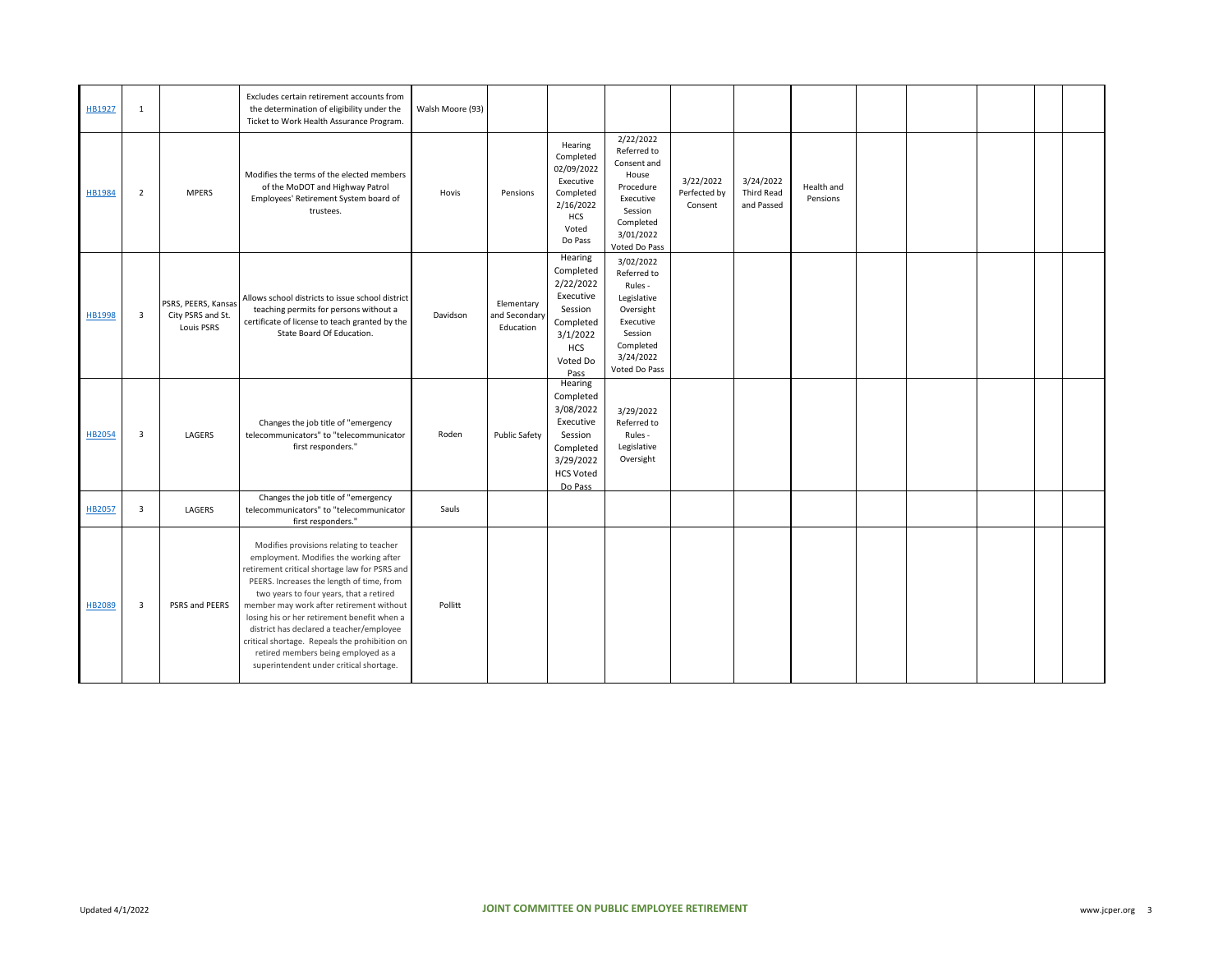| | | | | | | | | | | | | | | | | |
|---|---|---|---|---|---|---|---|---|---|---|---|---|---|---|---|---|
| HB1927 | 1 | | Excludes certain retirement accounts from the determination of eligibility under the Ticket to Work Health Assurance Program. | Walsh Moore (93) | | | | | | | | | | | | |
| HB1984 | 2 | MPERS | Modifies the terms of the elected members of the MoDOT and Highway Patrol Employees' Retirement System board of trustees. | Hovis | Pensions | Hearing Completed 02/09/2022 Executive Completed 2/16/2022 HCS Voted Do Pass | 2/22/2022 Referred to Consent and House Procedure Executive Session Completed 3/01/2022 Voted Do Pass | 3/22/2022 Perfected by Consent | 3/24/2022 Third Read and Passed | Health and Pensions | | | | | | |
| HB1998 | 3 | PSRS, PEERS, Kansas City PSRS and St. Louis PSRS | Allows school districts to issue school district teaching permits for persons without a certificate of license to teach granted by the State Board Of Education. | Davidson | Elementary and Secondary Education | Hearing Completed 2/22/2022 Executive Session Completed 3/1/2022 HCS Voted Do Pass | 3/02/2022 Referred to Rules - Legislative Oversight Executive Session Completed 3/24/2022 Voted Do Pass | | | | | | | | | |
| HB2054 | 3 | LAGERS | Changes the job title of "emergency telecommunicators" to "telecommunicator first responders." | Roden | Public Safety | Hearing Completed 3/08/2022 Executive Session Completed 3/29/2022 HCS Voted Do Pass | 3/29/2022 Referred to Rules - Legislative Oversight | | | | | | | | | |
| HB2057 | 3 | LAGERS | Changes the job title of "emergency telecommunicators" to "telecommunicator first responders." | Sauls | | | | | | | | | | | | |
| HB2089 | 3 | PSRS and PEERS | Modifies provisions relating to teacher employment. Modifies the working after retirement critical shortage law for PSRS and PEERS. Increases the length of time, from two years to four years, that a retired member may work after retirement without losing his or her retirement benefit when a district has declared a teacher/employee critical shortage. Repeals the prohibition on retired members being employed as a superintendent under critical shortage. | Pollitt | | | | | | | | | | | | |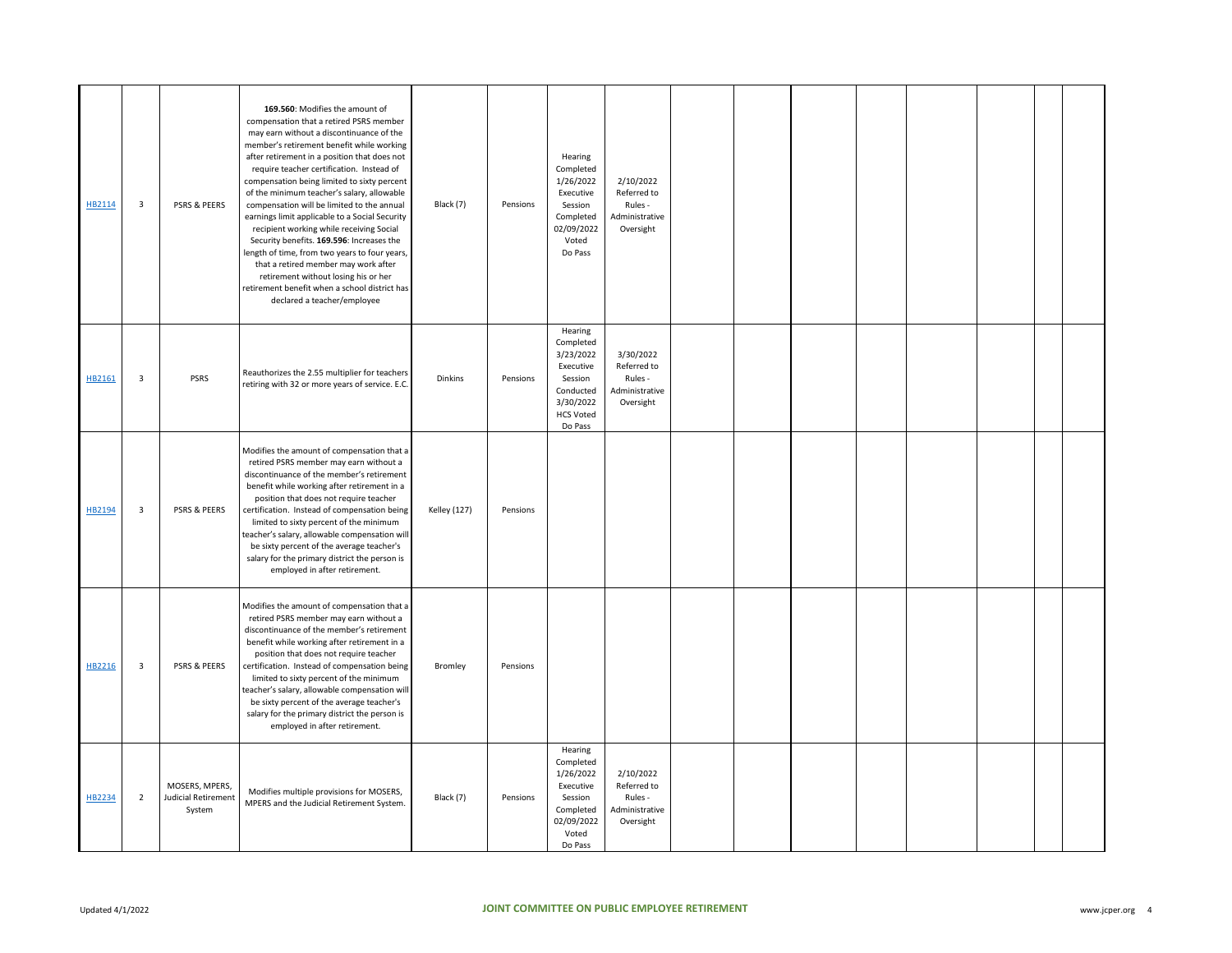| | | | | | | | | | | | | | | | |
|---|---|---|---|---|---|---|---|---|---|---|---|---|---|---|---|
| HB2114 | 3 | PSRS & PEERS | **169.560**: Modifies the amount of compensation that a retired PSRS member may earn without a discontinuance of the member's retirement benefit while working after retirement in a position that does not require teacher certification. Instead of compensation being limited to sixty percent of the minimum teacher's salary, allowable compensation will be limited to the annual earnings limit applicable to a Social Security recipient working while receiving Social Security benefits. **169.596**: Increases the length of time, from two years to four years, that a retired member may work after retirement without losing his or her retirement benefit when a school district has declared a teacher/employee | Black (7) | Pensions | Hearing Completed 1/26/2022 Executive Session Completed 02/09/2022 Voted Do Pass | 2/10/2022 Referred to Rules - Administrative Oversight | | | | | | | | |
| HB2161 | 3 | PSRS | Reauthorizes the 2.55 multiplier for teachers retiring with 32 or more years of service. E.C. | Dinkins | Pensions | Hearing Completed 3/23/2022 Executive Session Conducted 3/30/2022 HCS Voted Do Pass | 3/30/2022 Referred to Rules - Administrative Oversight | | | | | | | | |
| HB2194 | 3 | PSRS & PEERS | Modifies the amount of compensation that a retired PSRS member may earn without a discontinuance of the member's retirement benefit while working after retirement in a position that does not require teacher certification. Instead of compensation being limited to sixty percent of the minimum teacher's salary, allowable compensation will be sixty percent of the average teacher's salary for the primary district the person is employed in after retirement. | Kelley (127) | Pensions | | | | | | | | | | |
| HB2216 | 3 | PSRS & PEERS | Modifies the amount of compensation that a retired PSRS member may earn without a discontinuance of the member's retirement benefit while working after retirement in a position that does not require teacher certification. Instead of compensation being limited to sixty percent of the minimum teacher's salary, allowable compensation will be sixty percent of the average teacher's salary for the primary district the person is employed in after retirement. | Bromley | Pensions | | | | | | | | | | |
| HB2234 | 2 | MOSERS, MPERS, Judicial Retirement System | Modifies multiple provisions for MOSERS, MPERS and the Judicial Retirement System. | Black (7) | Pensions | Hearing Completed 1/26/2022 Executive Session Completed 02/09/2022 Voted Do Pass | 2/10/2022 Referred to Rules - Administrative Oversight | | | | | | | | |

Updated 4/1/2022

**JOINT COMMITTEE ON PUBLIC EMPLOYEE RETIREMENT**

www.jcper.org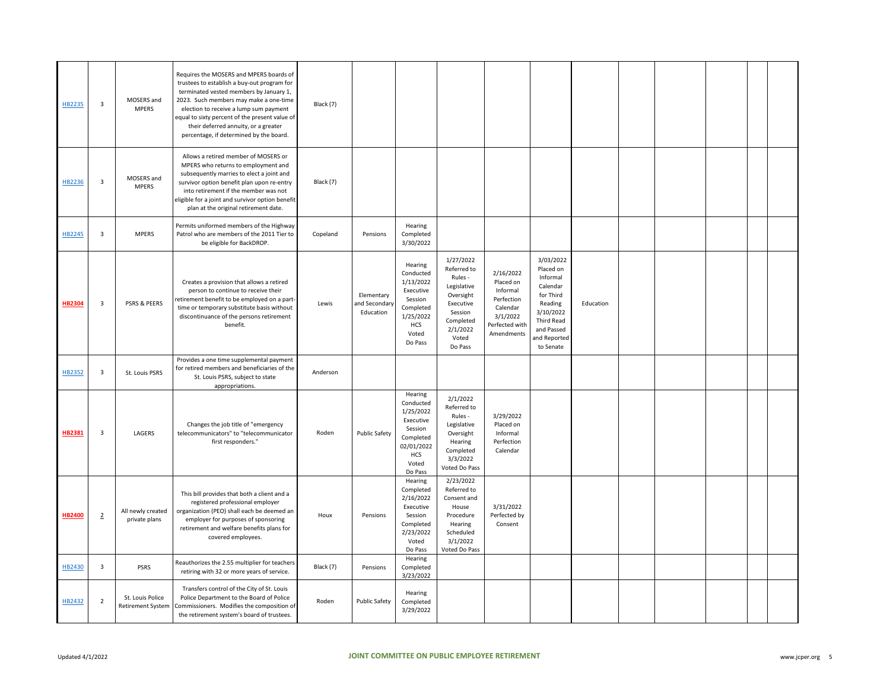| | | | | | | | | | | | | | | | | |
|---|---|---|---|---|---|---|---|---|---|---|---|---|---|---|---|---|
| HB2235 | 3 | MOSERS and MPERS | Requires the MOSERS and MPERS boards of trustees to establish a buy-out program for terminated vested members by January 1, 2023. Such members may make a one-time election to receive a lump sum payment equal to sixty percent of the present value of their deferred annuity, or a greater percentage, if determined by the board. | Black (7) | | | | | | | | | | | | |
| HB2236 | 3 | MOSERS and MPERS | Allows a retired member of MOSERS or MPERS who returns to employment and subsequently marries to elect a joint and survivor option benefit plan upon re-entry into retirement if the member was not eligible for a joint and survivor option benefit plan at the original retirement date. | Black (7) | | | | | | | | | | | | |
| HB2245 | 3 | MPERS | Permits uniformed members of the Highway Patrol who are members of the 2011 Tier to be eligible for BackDROP. | Copeland | Pensions | Hearing Completed 3/30/2022 | | | | | | | | | | |
| **HB2304** | 3 | PSRS & PEERS | Creates a provision that allows a retired person to continue to receive their retirement benefit to be employed on a part-time or temporary substitute basis without discontinuance of the persons retirement benefit. | Lewis | Elementary and Secondary Education | Hearing Conducted 1/13/2022 Executive Session Completed 1/25/2022 HCS Voted Do Pass | 1/27/2022 Referred to Rules - Legislative Oversight Executive Session Completed 2/1/2022 Voted Do Pass | 2/16/2022 Placed on Informal Perfection Calendar 3/1/2022 Perfected with Amendments | 3/03/2022 Placed on Informal Calendar for Third Reading 3/10/2022 Third Read and Passed and Reported to Senate | Education | | | | | | |
| HB2352 | 3 | St. Louis PSRS | Provides a one time supplemental payment for retired members and beneficiaries of the St. Louis PSRS, subject to state appropriations. | Anderson | | | | | | | | | | | | |
| **HB2381** | 3 | LAGERS | Changes the job title of "emergency telecommunicators" to "telecommunicator first responders." | Roden | Public Safety | Hearing Conducted 1/25/2022 Executive Session Completed 02/01/2022 HCS Voted Do Pass | 2/1/2022 Referred to Rules - Legislative Oversight Hearing Completed 3/3/2022 Voted Do Pass | 3/29/2022 Placed on Informal Perfection Calendar | | | | | | | | |
| **HB2400** | 2 | All newly created private plans | This bill provides that both a client and a registered professional employer organization (PEO) shall each be deemed an employer for purposes of sponsoring retirement and welfare benefits plans for covered employees. | Houx | Pensions | Hearing Completed 2/16/2022 Executive Session Completed 2/23/2022 Voted Do Pass | 2/23/2022 Referred to Consent and House Procedure Hearing Scheduled 3/1/2022 Voted Do Pass | 3/31/2022 Perfected by Consent | | | | | | | | |
| HB2430 | 3 | PSRS | Reauthorizes the 2.55 multiplier for teachers retiring with 32 or more years of service. | Black (7) | Pensions | Hearing Completed 3/23/2022 | | | | | | | | | | |
| HB2432 | 2 | St. Louis Police Retirement System | Transfers control of the City of St. Louis Police Department to the Board of Police Commissioners. Modifies the composition of the retirement system's board of trustees. | Roden | Public Safety | Hearing Completed 3/29/2022 | | | | | | | | | | |

Updated 4/1/2022

JOINT COMMITTEE ON PUBLIC EMPLOYEE RETIREMENT

www.jcper.org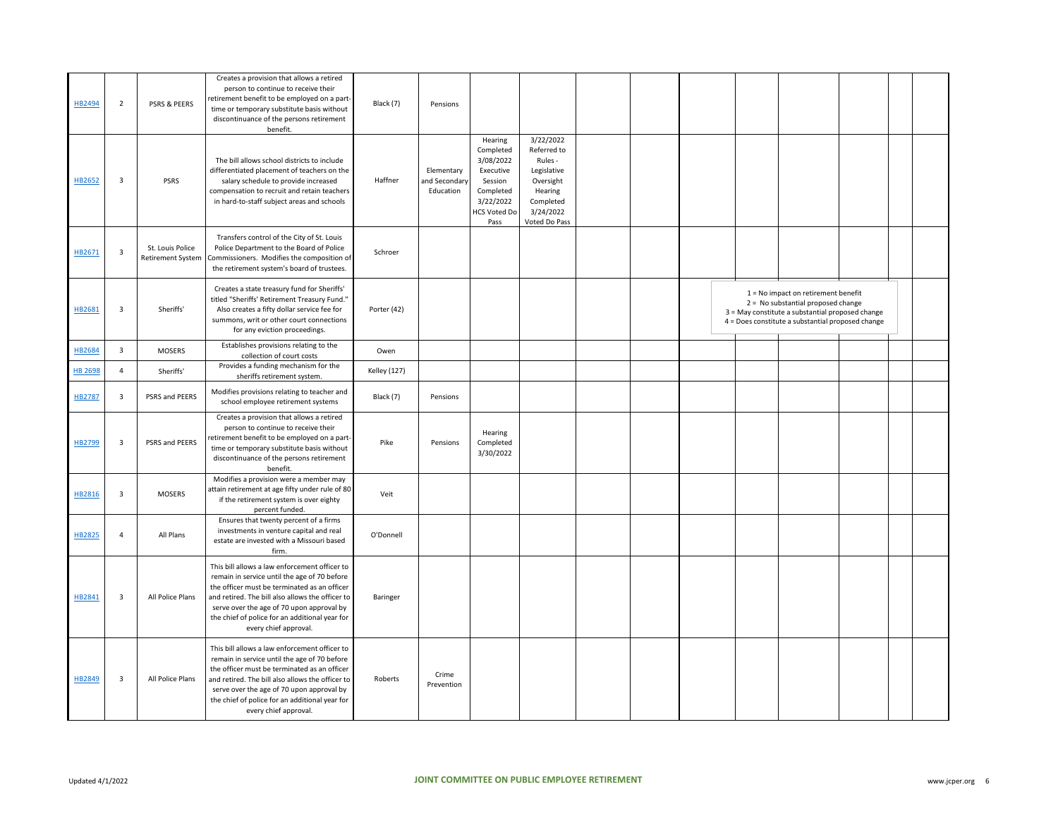| | | | | | | | | | | | | | | | |
|---|---|---|---|---|---|---|---|---|---|---|---|---|---|---|---|
| HB2494 | 2 | PSRS & PEERS | Creates a provision that allows a retired person to continue to receive their retirement benefit to be employed on a part-time or temporary substitute basis without discontinuance of the persons retirement benefit. | Black (7) | Pensions | | | | | | | | | | |
| HB2652 | 3 | PSRS | The bill allows school districts to include differentiated placement of teachers on the salary schedule to provide increased compensation to recruit and retain teachers in hard-to-staff subject areas and schools | Haffner | Elementary and Secondary Education | Hearing Completed 3/08/2022 Executive Session Completed 3/22/2022 HCS Voted Do Pass | 3/22/2022 Referred to Rules - Legislative Oversight Hearing Completed 3/24/2022 Voted Do Pass | | | | | | | | |
| HB2671 | 3 | St. Louis Police Retirement System | Transfers control of the City of St. Louis Police Department to the Board of Police Commissioners. Modifies the composition of the retirement system's board of trustees. | Schroer | | | | | | | | | | | |
| HB2681 | 3 | Sheriffs' | Creates a state treasury fund for Sheriffs' titled "Sheriffs' Retirement Treasury Fund." Also creates a fifty dollar service fee for summons, writ or other court connections for any eviction proceedings. | Porter (42) | | | | | | | | | | | |
| HB2684 | 3 | MOSERS | Establishes provisions relating to the collection of court costs | Owen | | | | | | | | | | | |
| HB 2698 | 4 | Sheriffs' | Provides a funding mechanism for the sheriffs retirement system. | Kelley (127) | | | | | | | | | | | |
| HB2787 | 3 | PSRS and PEERS | Modifies provisions relating to teacher and school employee retirement systems | Black (7) | Pensions | | | | | | | | | | |
| HB2799 | 3 | PSRS and PEERS | Creates a provision that allows a retired person to continue to receive their retirement benefit to be employed on a part-time or temporary substitute basis without discontinuance of the persons retirement benefit. | Pike | Pensions | Hearing Completed 3/30/2022 | | | | | | | | | |
| HB2816 | 3 | MOSERS | Modifies a provision were a member may attain retirement at age fifty under rule of 80 if the retirement system is over eighty percent funded. | Veit | | | | | | | | | | | |
| HB2825 | 4 | All Plans | Ensures that twenty percent of a firms investments in venture capital and real estate are invested with a Missouri based firm. | O'Donnell | | | | | | | | | | | |
| HB2841 | 3 | All Police Plans | This bill allows a law enforcement officer to remain in service until the age of 70 before the officer must be terminated as an officer and retired. The bill also allows the officer to serve over the age of 70 upon approval by the chief of police for an additional year for every chief approval. | Baringer | | | | | | | | | | | |
| HB2849 | 3 | All Police Plans | This bill allows a law enforcement officer to remain in service until the age of 70 before the officer must be terminated as an officer and retired. The bill also allows the officer to serve over the age of 70 upon approval by the chief of police for an additional year for every chief approval. | Roberts | Crime Prevention | | | | | | | | | | |

1 = No impact on retirement benefit
2 = No substantial proposed change
3 = May constitute a substantial proposed change
4 = Does constitute a substantial proposed change

Updated 4/1/2022

JOINT COMMITTEE ON PUBLIC EMPLOYEE RETIREMENT

www.jcper.org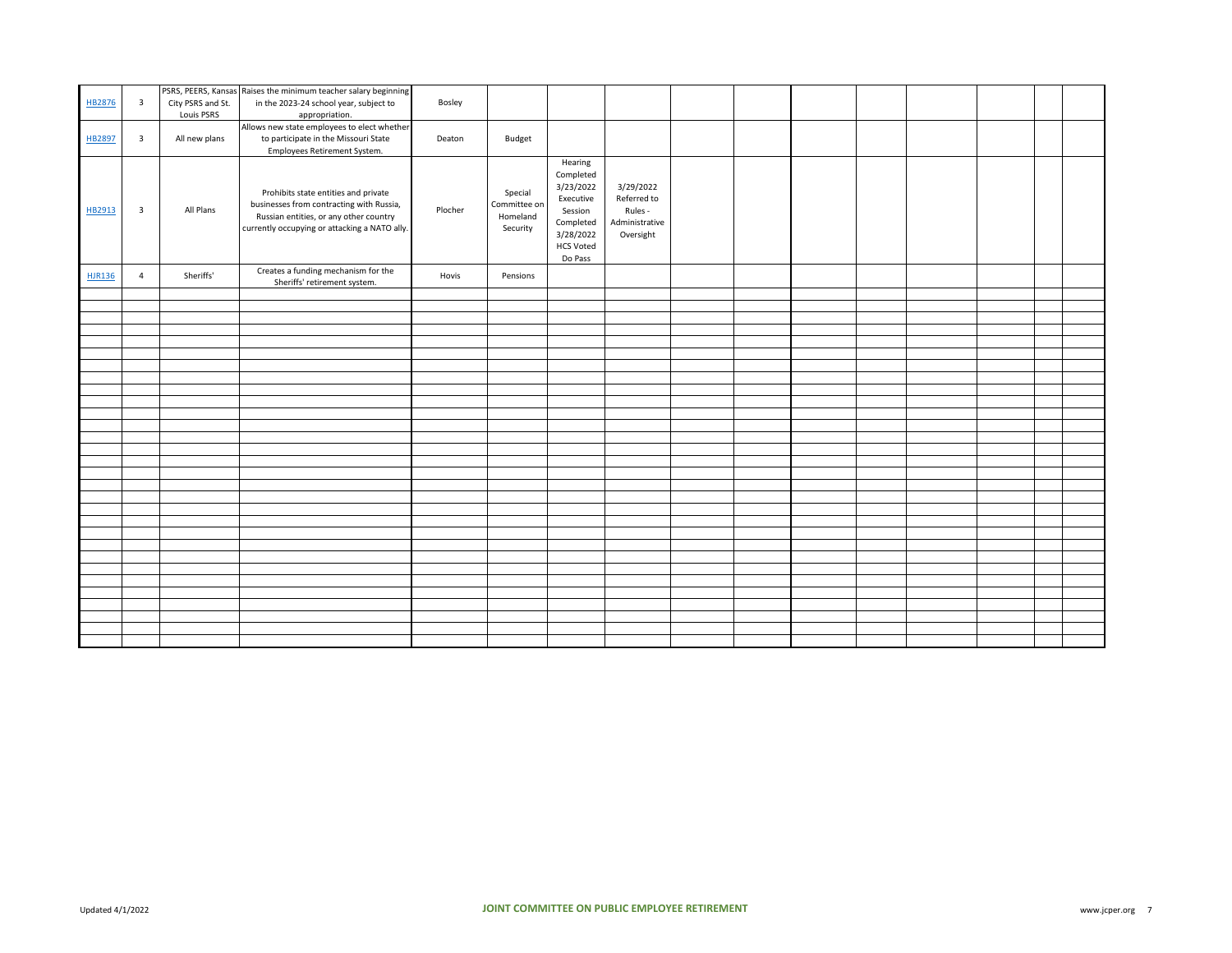| | | | | | | | | | | | | | | |
|---|---|---|---|---|---|---|---|---|---|---|---|---|---|---|
| HB2876 | 3 | PSRS, PEERS, Kansas City PSRS and St. Louis PSRS | Raises the minimum teacher salary beginning in the 2023-24 school year, subject to appropriation. | Bosley | | | | | | | | | | |
| HB2897 | 3 | All new plans | Allows new state employees to elect whether to participate in the Missouri State Employees Retirement System. | Deaton | Budget | | | | | | | | | |
| HB2913 | 3 | All Plans | Prohibits state entities and private businesses from contracting with Russia, Russian entities, or any other country currently occupying or attacking a NATO ally. | Plocher | Special Committee on Homeland Security | Hearing Completed 3/23/2022 Executive Session Completed 3/28/2022 HCS Voted Do Pass | 3/29/2022 Referred to Rules - Administrative Oversight | | | | | | | |
| HJR136 | 4 | Sheriffs' | Creates a funding mechanism for the Sheriffs' retirement system. | Hovis | Pensions | | | | | | | | | |

Updated 4/1/2022

**JOINT COMMITTEE ON PUBLIC EMPLOYEE RETIREMENT**

www.jcper.org